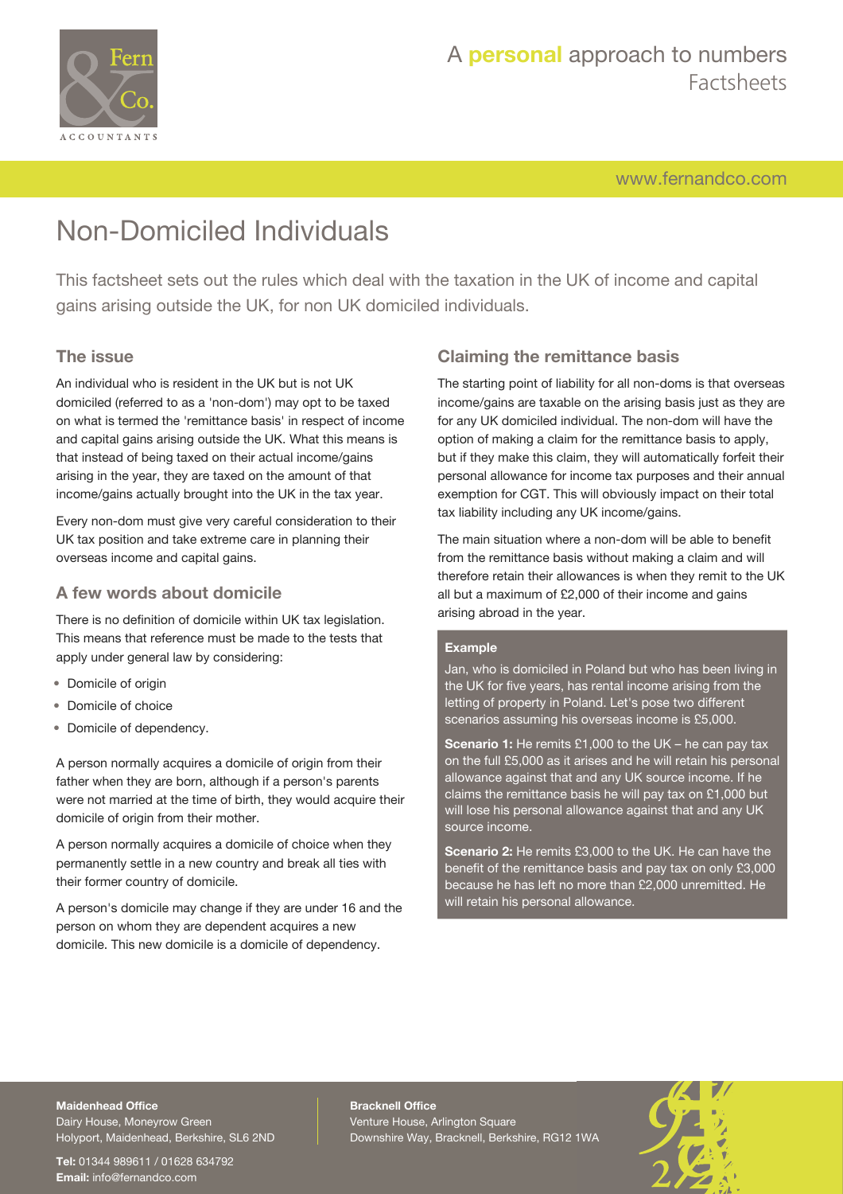# Non-Domiciled Individuals

This factsheet sets out the rules which deal with the taxation in the UK of income and capital gains arising outside the UK, for non UK domiciled individuals.

## The issue

An individual who is resident in the UK but is not UK domiciled (referred to as a 'non-dom') may opt to be taxed on what is termed the 'remittance basis' in respect of income and capital gains arising outside the UK. What this means is that instead of being taxed on their actual income/gains arising in the year, they are taxed on the amount of that income/gains actually brought into the UK in the tax year.

Every non-dom must give very careful consideration to their UK tax position and take extreme care in planning their overseas income and capital gains.

## A few words about domicile

There is no definition of domicile within UK tax legislation. This means that reference must be made to the tests that apply under general law by considering:

- Domicile of origin
- Domicile of choice
- Domicile of dependency.

A person normally acquires a domicile of origin from their father when they are born, although if a person's parents were not married at the time of birth, they would acquire their domicile of origin from their mother.

A person normally acquires a domicile of choice when they permanently settle in a new country and break all ties with their former country of domicile.

A person's domicile may change if they are under 16 and the person on whom they are dependent acquires a new domicile. This new domicile is a domicile of dependency.

## Claiming the remittance basis

The starting point of liability for all non-doms is that overseas income/gains are taxable on the arising basis just as they are for any UK domiciled individual. The non-dom will have the option of making a claim for the remittance basis to apply, but if they make this claim, they will automatically forfeit their personal allowance for income tax purposes and their annual exemption for CGT. This will obviously impact on their total tax liability including any UK income/gains.

The main situation where a non-dom will be able to benefit from the remittance basis without making a claim and will therefore retain their allowances is when they remit to the UK all but a maximum of £2,000 of their income and gains arising abroad in the year.

**Example**

Jan, who is domiciled in Poland but who has been living in the UK for five years, has rental income arising from the letting of property in Poland. Let's pose two different scenarios assuming his overseas income is £5,000.

**Scenario 1:** He remits £1,000 to the UK – he can pay tax on the full £5,000 as it arises and he will retain his personal allowance against that and any UK source income. If he claims the remittance basis he will pay tax on £1,000 but will lose his personal allowance against that and any UK source income.

**Scenario 2:** He remits £3,000 to the UK. He can have the benefit of the remittance basis and pay tax on only £3,000 because he has left no more than £2,000 unremitted. He will retain his personal allowance.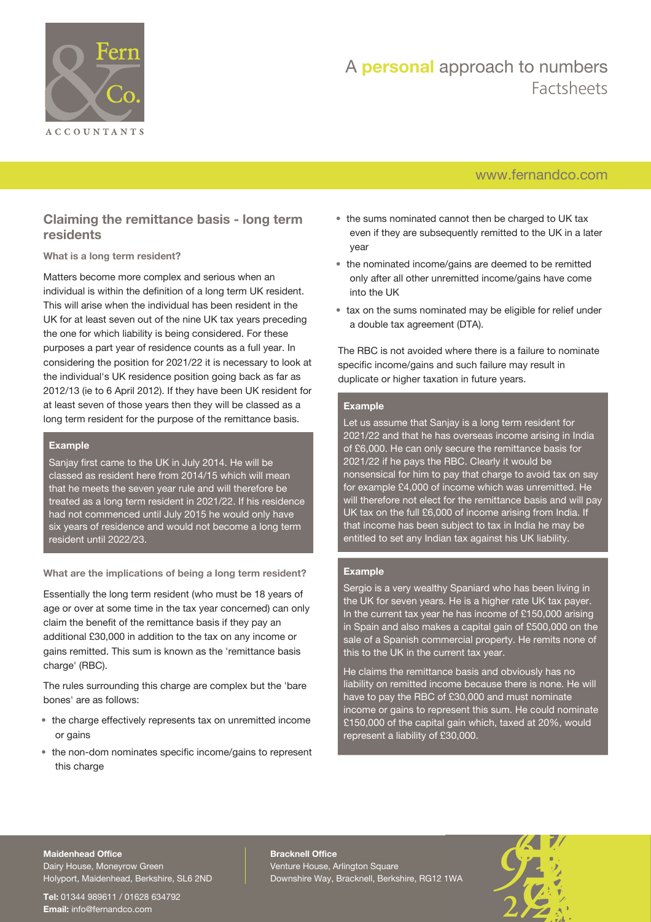## Claiming the remittance basis - long term residents

### What is a long term resident?

Matters become more complex and serious when an individual is within the definition of a long term UK resident. This will arise when the individual has been resident in the UK for at least seven out of the nine UK tax years preceding the one for which liability is being considered. For these purposes a part year of residence counts as a full year. In considering the position for 2021/22 it is necessary to look at the individual's UK residence position going back as far as 2012/13 (ie to 6 April 2012). If they have been UK resident for at least seven of those years then they will be classed as a long term resident for the purpose of the remittance basis.

> **Example**
>
> Sanjay first came to the UK in July 2014. He will be classed as resident here from 2014/15 which will mean that he meets the seven year rule and will therefore be treated as a long term resident in 2021/22. If his residence had not commenced until July 2015 he would only have six years of residence and would not become a long term resident until 2022/23.

### What are the implications of being a long term resident?

Essentially the long term resident (who must be 18 years of age or over at some time in the tax year concerned) can only claim the benefit of the remittance basis if they pay an additional £30,000 in addition to the tax on any income or gains remitted. This sum is known as the 'remittance basis charge' (RBC).

The rules surrounding this charge are complex but the 'bare bones' are as follows:

- the charge effectively represents tax on unremitted income or gains
- the non-dom nominates specific income/gains to represent this charge
- the sums nominated cannot then be charged to UK tax even if they are subsequently remitted to the UK in a later year
- the nominated income/gains are deemed to be remitted only after all other unremitted income/gains have come into the UK
- tax on the sums nominated may be eligible for relief under a double tax agreement (DTA).

The RBC is not avoided where there is a failure to nominate specific income/gains and such failure may result in duplicate or higher taxation in future years.

> **Example**
>
> Let us assume that Sanjay is a long term resident for 2021/22 and that he has overseas income arising in India of £6,000. He can only secure the remittance basis for 2021/22 if he pays the RBC. Clearly it would be nonsensical for him to pay that charge to avoid tax on say for example £4,000 of income which was unremitted. He will therefore not elect for the remittance basis and will pay UK tax on the full £6,000 of income arising from India. If that income has been subject to tax in India he may be entitled to set any Indian tax against his UK liability.

> **Example**
>
> Sergio is a very wealthy Spaniard who has been living in the UK for seven years. He is a higher rate UK tax payer. In the current tax year he has income of £150,000 arising in Spain and also makes a capital gain of £500,000 on the sale of a Spanish commercial property. He remits none of this to the UK in the current tax year.
>
> He claims the remittance basis and obviously has no liability on remitted income because there is none. He will have to pay the RBC of £30,000 and must nominate income or gains to represent this sum. He could nominate £150,000 of the capital gain which, taxed at 20%, would represent a liability of £30,000.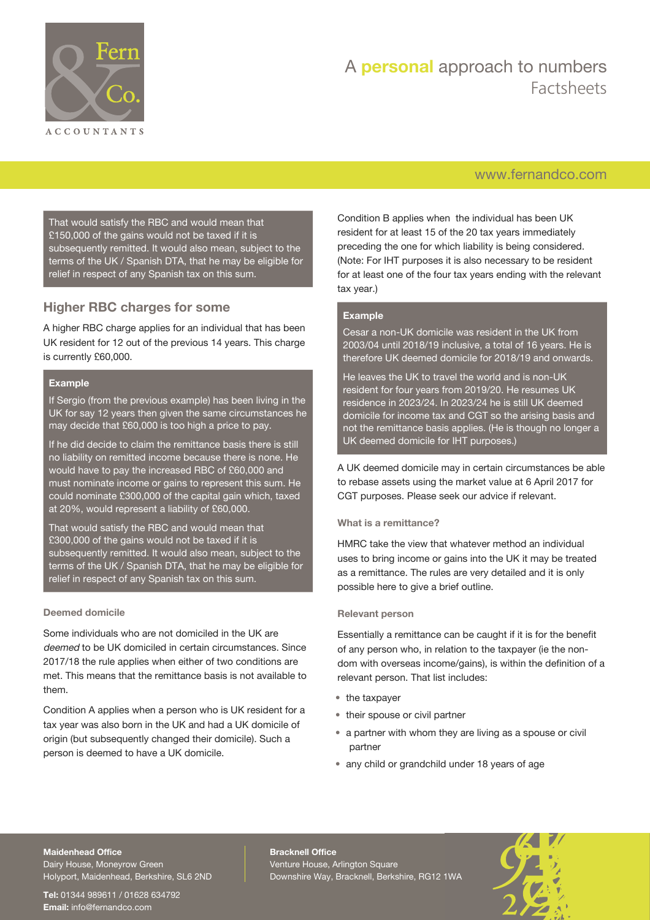That would satisfy the RBC and would mean that £150,000 of the gains would not be taxed if it is subsequently remitted. It would also mean, subject to the terms of the UK / Spanish DTA, that he may be eligible for relief in respect of any Spanish tax on this sum.

## Higher RBC charges for some

A higher RBC charge applies for an individual that has been UK resident for 12 out of the previous 14 years. This charge is currently £60,000.

**Example**

If Sergio (from the previous example) has been living in the UK for say 12 years then given the same circumstances he may decide that £60,000 is too high a price to pay.

If he did decide to claim the remittance basis there is still no liability on remitted income because there is none. He would have to pay the increased RBC of £60,000 and must nominate income or gains to represent this sum. He could nominate £300,000 of the capital gain which, taxed at 20%, would represent a liability of £60,000.

That would satisfy the RBC and would mean that £300,000 of the gains would not be taxed if it is subsequently remitted. It would also mean, subject to the terms of the UK / Spanish DTA, that he may be eligible for relief in respect of any Spanish tax on this sum.

### Deemed domicile

Some individuals who are not domiciled in the UK are *deemed* to be UK domiciled in certain circumstances. Since 2017/18 the rule applies when either of two conditions are met. This means that the remittance basis is not available to them.

Condition A applies when a person who is UK resident for a tax year was also born in the UK and had a UK domicile of origin (but subsequently changed their domicile). Such a person is deemed to have a UK domicile.

Condition B applies when the individual has been UK resident for at least 15 of the 20 tax years immediately preceding the one for which liability is being considered. (Note: For IHT purposes it is also necessary to be resident for at least one of the four tax years ending with the relevant tax year.)

**Example**

Cesar a non-UK domicile was resident in the UK from 2003/04 until 2018/19 inclusive, a total of 16 years. He is therefore UK deemed domicile for 2018/19 and onwards.

He leaves the UK to travel the world and is non-UK resident for four years from 2019/20. He resumes UK residence in 2023/24. In 2023/24 he is still UK deemed domicile for income tax and CGT so the arising basis and not the remittance basis applies. (He is though no longer a UK deemed domicile for IHT purposes.)

A UK deemed domicile may in certain circumstances be able to rebase assets using the market value at 6 April 2017 for CGT purposes. Please seek our advice if relevant.

### What is a remittance?

HMRC take the view that whatever method an individual uses to bring income or gains into the UK it may be treated as a remittance. The rules are very detailed and it is only possible here to give a brief outline.

### Relevant person

Essentially a remittance can be caught if it is for the benefit of any person who, in relation to the taxpayer (ie the non-dom with overseas income/gains), is within the definition of a relevant person. That list includes:

- the taxpayer
- their spouse or civil partner
- a partner with whom they are living as a spouse or civil partner
- any child or grandchild under 18 years of age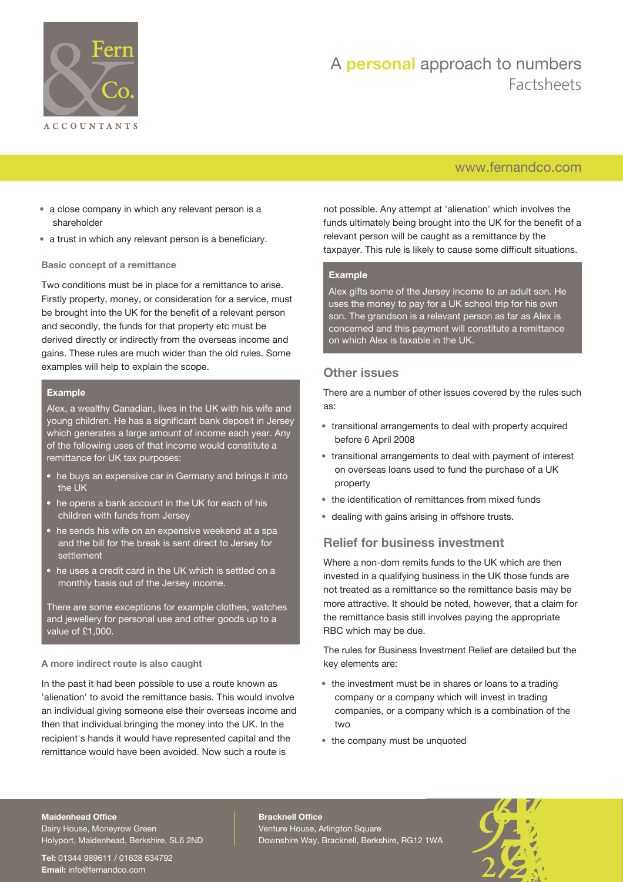- a close company in which any relevant person is a shareholder
- a trust in which any relevant person is a beneficiary.

#### Basic concept of a remittance

Two conditions must be in place for a remittance to arise. Firstly property, money, or consideration for a service, must be brought into the UK for the benefit of a relevant person and secondly, the funds for that property etc must be derived directly or indirectly from the overseas income and gains. These rules are much wider than the old rules. Some examples will help to explain the scope.

**Example**

Alex, a wealthy Canadian, lives in the UK with his wife and young children. He has a significant bank deposit in Jersey which generates a large amount of income each year. Any of the following uses of that income would constitute a remittance for UK tax purposes:

- he buys an expensive car in Germany and brings it into the UK
- he opens a bank account in the UK for each of his children with funds from Jersey
- he sends his wife on an expensive weekend at a spa and the bill for the break is sent direct to Jersey for settlement
- he uses a credit card in the UK which is settled on a monthly basis out of the Jersey income.

There are some exceptions for example clothes, watches and jewellery for personal use and other goods up to a value of £1,000.

#### A more indirect route is also caught

In the past it had been possible to use a route known as 'alienation' to avoid the remittance basis. This would involve an individual giving someone else their overseas income and then that individual bringing the money into the UK. In the recipient's hands it would have represented capital and the remittance would have been avoided. Now such a route is not possible. Any attempt at 'alienation' which involves the funds ultimately being brought into the UK for the benefit of a relevant person will be caught as a remittance by the taxpayer. This rule is likely to cause some difficult situations.

**Example**

Alex gifts some of the Jersey income to an adult son. He uses the money to pay for a UK school trip for his own son. The grandson is a relevant person as far as Alex is concerned and this payment will constitute a remittance on which Alex is taxable in the UK.

## Other issues

There are a number of other issues covered by the rules such as:

- transitional arrangements to deal with property acquired before 6 April 2008
- transitional arrangements to deal with payment of interest on overseas loans used to fund the purchase of a UK property
- the identification of remittances from mixed funds
- dealing with gains arising in offshore trusts.

## Relief for business investment

Where a non-dom remits funds to the UK which are then invested in a qualifying business in the UK those funds are not treated as a remittance so the remittance basis may be more attractive. It should be noted, however, that a claim for the remittance basis still involves paying the appropriate RBC which may be due.

The rules for Business Investment Relief are detailed but the key elements are:

- the investment must be in shares or loans to a trading company or a company which will invest in trading companies, or a company which is a combination of the two
- the company must be unquoted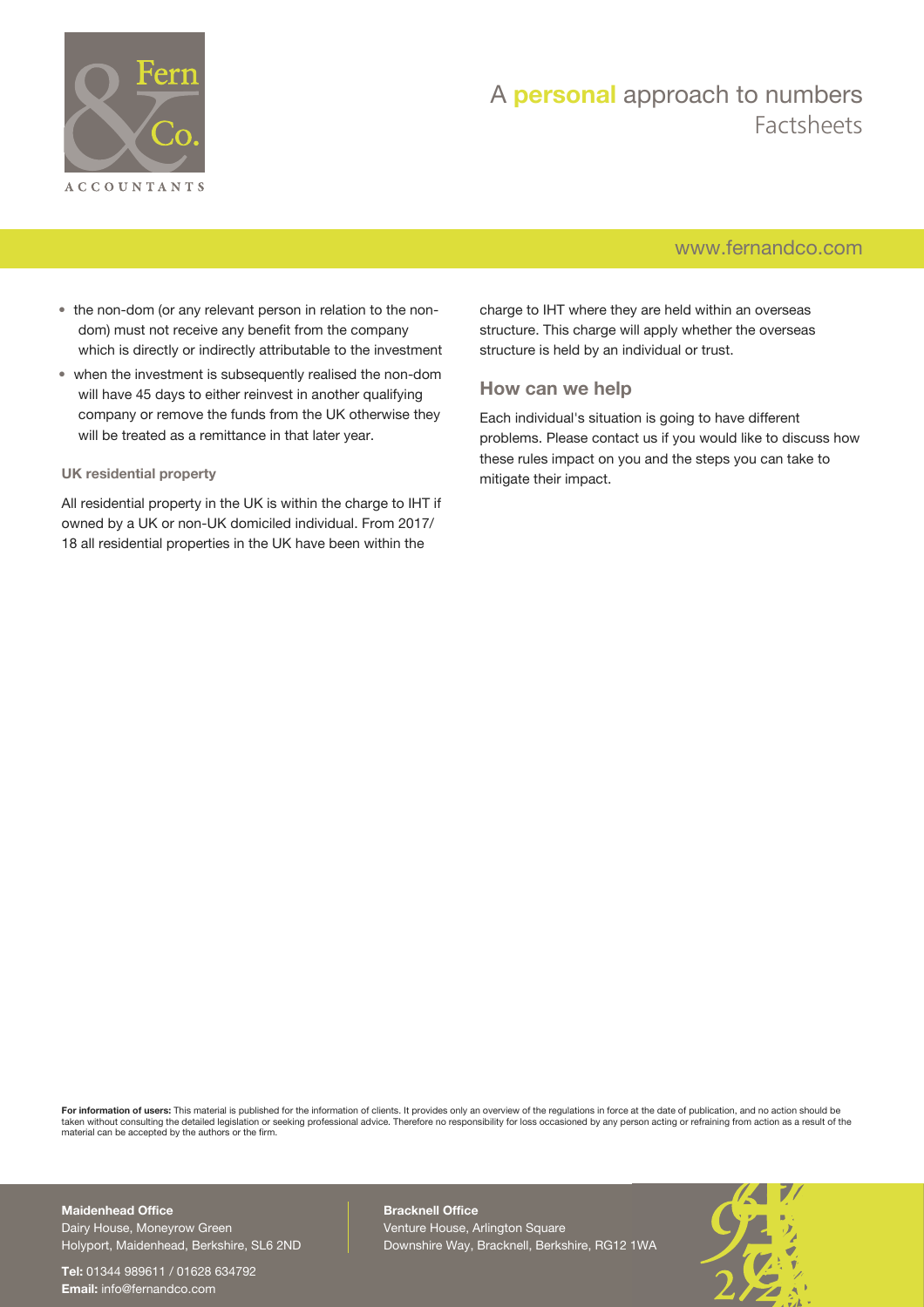- the non-dom (or any relevant person in relation to the non-dom) must not receive any benefit from the company which is directly or indirectly attributable to the investment
- when the investment is subsequently realised the non-dom will have 45 days to either reinvest in another qualifying company or remove the funds from the UK otherwise they will be treated as a remittance in that later year.

#### UK residential property

All residential property in the UK is within the charge to IHT if owned by a UK or non-UK domiciled individual. From 2017/18 all residential properties in the UK have been within the charge to IHT where they are held within an overseas structure. This charge will apply whether the overseas structure is held by an individual or trust.

### How can we help

Each individual's situation is going to have different problems. Please contact us if you would like to discuss how these rules impact on you and the steps you can take to mitigate their impact.

**For information of users:** This material is published for the information of clients. It provides only an overview of the regulations in force at the date of publication, and no action should be taken without consulting the detailed legislation or seeking professional advice. Therefore no responsibility for loss occasioned by any person acting or refraining from action as a result of the material can be accepted by the authors or the firm.